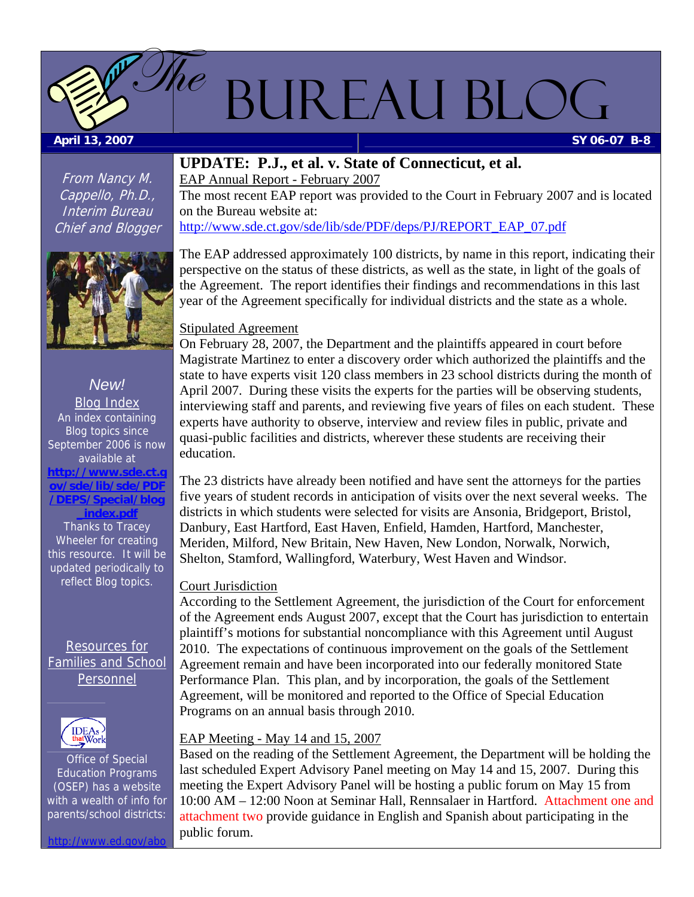# The Bureau Blog

**April 13, 2007** | **SY 06-07 B-8**

*From Nancy M. Cappello, Ph.D., Interim Bureau Chief and Blogger*

*New!*
Blog Index
An index containing Blog topics since September 2006 is now available at **http://www.sde.ct.gov/sde/lib/sde/PDF/DEPS/Special/blog_index.pdf**
Thanks to Tracey Wheeler for creating this resource. It will be updated periodically to reflect Blog topics.

Resources for Families and School Personnel

Office of Special Education Programs (OSEP) has a website with a wealth of info for parents/school districts:

http://www.ed.gov/abo

## UPDATE: P.J., et al. v. State of Connecticut, et al.

### EAP Annual Report - February 2007

The most recent EAP report was provided to the Court in February 2007 and is located on the Bureau website at:
http://www.sde.ct.gov/sde/lib/sde/PDF/deps/PJ/REPORT_EAP_07.pdf

The EAP addressed approximately 100 districts, by name in this report, indicating their perspective on the status of these districts, as well as the state, in light of the goals of the Agreement. The report identifies their findings and recommendations in this last year of the Agreement specifically for individual districts and the state as a whole.

### Stipulated Agreement

On February 28, 2007, the Department and the plaintiffs appeared in court before Magistrate Martinez to enter a discovery order which authorized the plaintiffs and the state to have experts visit 120 class members in 23 school districts during the month of April 2007. During these visits the experts for the parties will be observing students, interviewing staff and parents, and reviewing five years of files on each student. These experts have authority to observe, interview and review files in public, private and quasi-public facilities and districts, wherever these students are receiving their education.

The 23 districts have already been notified and have sent the attorneys for the parties five years of student records in anticipation of visits over the next several weeks. The districts in which students were selected for visits are Ansonia, Bridgeport, Bristol, Danbury, East Hartford, East Haven, Enfield, Hamden, Hartford, Manchester, Meriden, Milford, New Britain, New Haven, New London, Norwalk, Norwich, Shelton, Stamford, Wallingford, Waterbury, West Haven and Windsor.

### Court Jurisdiction

According to the Settlement Agreement, the jurisdiction of the Court for enforcement of the Agreement ends August 2007, except that the Court has jurisdiction to entertain plaintiff's motions for substantial noncompliance with this Agreement until August 2010. The expectations of continuous improvement on the goals of the Settlement Agreement remain and have been incorporated into our federally monitored State Performance Plan. This plan, and by incorporation, the goals of the Settlement Agreement, will be monitored and reported to the Office of Special Education Programs on an annual basis through 2010.

### EAP Meeting - May 14 and 15, 2007

Based on the reading of the Settlement Agreement, the Department will be holding the last scheduled Expert Advisory Panel meeting on May 14 and 15, 2007. During this meeting the Expert Advisory Panel will be hosting a public forum on May 15 from 10:00 AM – 12:00 Noon at Seminar Hall, Rennsalaer in Hartford. Attachment one and attachment two provide guidance in English and Spanish about participating in the public forum.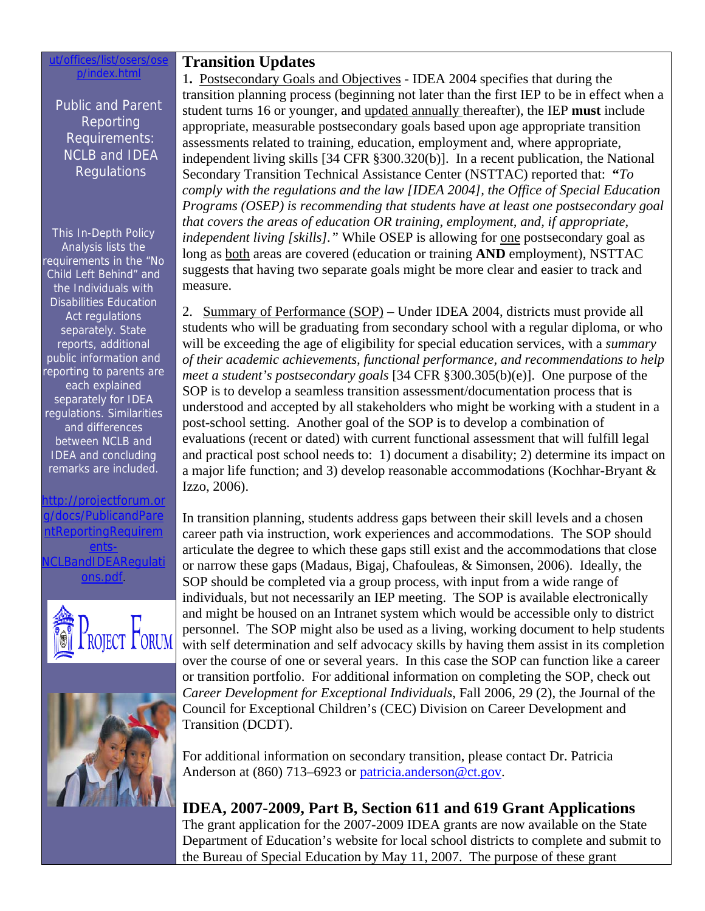ut/offices/list/osers/osep/index.html

Public and Parent Reporting Requirements: NCLB and IDEA Regulations

This In-Depth Policy Analysis lists the requirements in the "No Child Left Behind" and the Individuals with Disabilities Education Act regulations separately. State reports, additional public information and reporting to parents are each explained separately for IDEA regulations. Similarities and differences between NCLB and IDEA and concluding remarks are included.

http://projectforum.org/docs/PublicandParentReportingRequirements-NCLBandIDEARegulations.pdf.

## Transition Updates

1. Postsecondary Goals and Objectives - IDEA 2004 specifies that during the transition planning process (beginning not later than the first IEP to be in effect when a student turns 16 or younger, and updated annually thereafter), the IEP **must** include appropriate, measurable postsecondary goals based upon age appropriate transition assessments related to training, education, employment and, where appropriate, independent living skills [34 CFR §300.320(b)]. In a recent publication, the National Secondary Transition Technical Assistance Center (NSTTAC) reported that: **"***To comply with the regulations and the law [IDEA 2004], the Office of Special Education Programs (OSEP) is recommending that students have at least one postsecondary goal that covers the areas of education OR training, employment, and, if appropriate, independent living [skills]."* While OSEP is allowing for one postsecondary goal as long as both areas are covered (education or training **AND** employment), NSTTAC suggests that having two separate goals might be more clear and easier to track and measure.

2. Summary of Performance (SOP) – Under IDEA 2004, districts must provide all students who will be graduating from secondary school with a regular diploma, or who will be exceeding the age of eligibility for special education services, with a *summary of their academic achievements, functional performance, and recommendations to help meet a student's postsecondary goals* [34 CFR §300.305(b)(e)]. One purpose of the SOP is to develop a seamless transition assessment/documentation process that is understood and accepted by all stakeholders who might be working with a student in a post-school setting. Another goal of the SOP is to develop a combination of evaluations (recent or dated) with current functional assessment that will fulfill legal and practical post school needs to: 1) document a disability; 2) determine its impact on a major life function; and 3) develop reasonable accommodations (Kochhar-Bryant & Izzo, 2006).

In transition planning, students address gaps between their skill levels and a chosen career path via instruction, work experiences and accommodations. The SOP should articulate the degree to which these gaps still exist and the accommodations that close or narrow these gaps (Madaus, Bigaj, Chafouleas, & Simonsen, 2006). Ideally, the SOP should be completed via a group process, with input from a wide range of individuals, but not necessarily an IEP meeting. The SOP is available electronically and might be housed on an Intranet system which would be accessible only to district personnel. The SOP might also be used as a living, working document to help students with self determination and self advocacy skills by having them assist in its completion over the course of one or several years. In this case the SOP can function like a career or transition portfolio. For additional information on completing the SOP, check out *Career Development for Exceptional Individuals*, Fall 2006, 29 (2), the Journal of the Council for Exceptional Children's (CEC) Division on Career Development and Transition (DCDT).

For additional information on secondary transition, please contact Dr. Patricia Anderson at (860) 713–6923 or patricia.anderson@ct.gov.

## IDEA, 2007-2009, Part B, Section 611 and 619 Grant Applications

The grant application for the 2007-2009 IDEA grants are now available on the State Department of Education's website for local school districts to complete and submit to the Bureau of Special Education by May 11, 2007. The purpose of these grant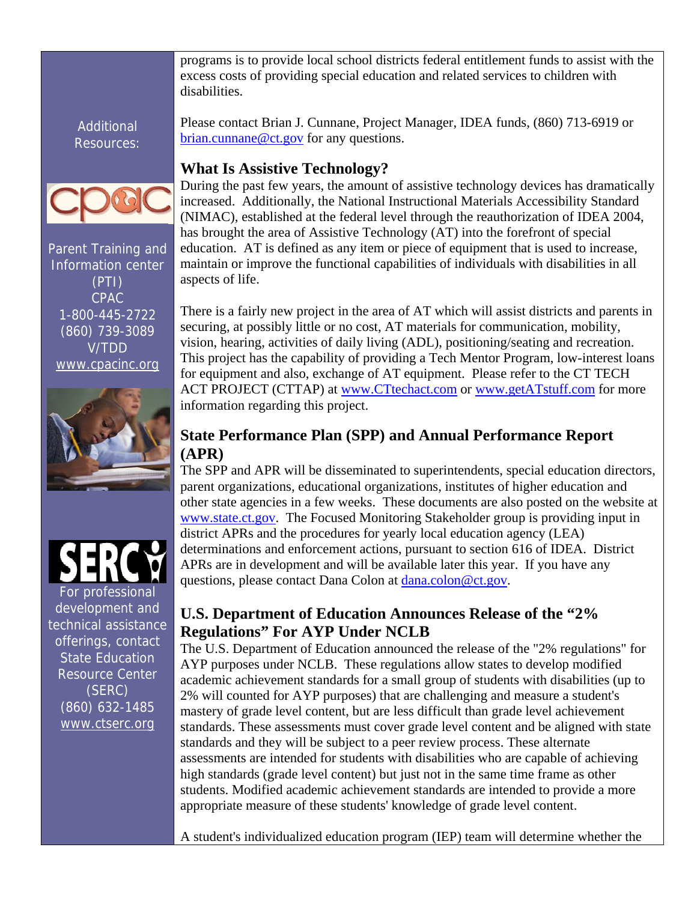programs is to provide local school districts federal entitlement funds to assist with the excess costs of providing special education and related services to children with disabilities.

Please contact Brian J. Cunnane, Project Manager, IDEA funds, (860) 713-6919 or brian.cunnane@ct.gov for any questions.

### What Is Assistive Technology?

During the past few years, the amount of assistive technology devices has dramatically increased. Additionally, the National Instructional Materials Accessibility Standard (NIMAC), established at the federal level through the reauthorization of IDEA 2004, has brought the area of Assistive Technology (AT) into the forefront of special education. AT is defined as any item or piece of equipment that is used to increase, maintain or improve the functional capabilities of individuals with disabilities in all aspects of life.

There is a fairly new project in the area of AT which will assist districts and parents in securing, at possibly little or no cost, AT materials for communication, mobility, vision, hearing, activities of daily living (ADL), positioning/seating and recreation. This project has the capability of providing a Tech Mentor Program, low-interest loans for equipment and also, exchange of AT equipment. Please refer to the CT TECH ACT PROJECT (CTTAP) at www.CTtechact.com or www.getATstuff.com for more information regarding this project.

### State Performance Plan (SPP) and Annual Performance Report (APR)

The SPP and APR will be disseminated to superintendents, special education directors, parent organizations, educational organizations, institutes of higher education and other state agencies in a few weeks. These documents are also posted on the website at www.state.ct.gov. The Focused Monitoring Stakeholder group is providing input in district APRs and the procedures for yearly local education agency (LEA) determinations and enforcement actions, pursuant to section 616 of IDEA. District APRs are in development and will be available later this year. If you have any questions, please contact Dana Colon at dana.colon@ct.gov.

### U.S. Department of Education Announces Release of the "2% Regulations" For AYP Under NCLB

The U.S. Department of Education announced the release of the "2% regulations" for AYP purposes under NCLB. These regulations allow states to develop modified academic achievement standards for a small group of students with disabilities (up to 2% will counted for AYP purposes) that are challenging and measure a student's mastery of grade level content, but are less difficult than grade level achievement standards. These assessments must cover grade level content and be aligned with state standards and they will be subject to a peer review process. These alternate assessments are intended for students with disabilities who are capable of achieving high standards (grade level content) but just not in the same time frame as other students. Modified academic achievement standards are intended to provide a more appropriate measure of these students' knowledge of grade level content.

A student's individualized education program (IEP) team will determine whether the

---

Additional Resources:

CPAC

Parent Training and Information center (PTI)
CPAC
1-800-445-2722
(860) 739-3089
V/TDD
www.cpacinc.org

SERC

For professional development and technical assistance offerings, contact State Education Resource Center (SERC)
(860) 632-1485
www.ctserc.org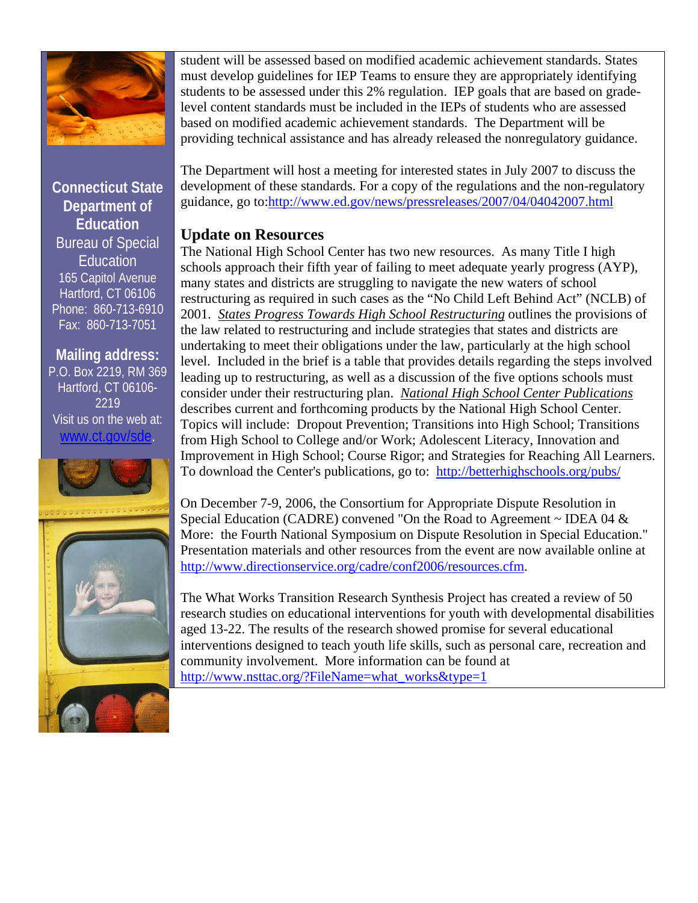**Connecticut State Department of Education**

Bureau of Special Education
165 Capitol Avenue
Hartford, CT 06106
Phone: 860-713-6910
Fax: 860-713-7051

**Mailing address:**
P.O. Box 2219, RM 369
Hartford, CT 06106-2219
Visit us on the web at: [www.ct.gov/sde](http://www.ct.gov/sde).

student will be assessed based on modified academic achievement standards. States must develop guidelines for IEP Teams to ensure they are appropriately identifying students to be assessed under this 2% regulation. IEP goals that are based on grade-level content standards must be included in the IEPs of students who are assessed based on modified academic achievement standards. The Department will be providing technical assistance and has already released the nonregulatory guidance.

The Department will host a meeting for interested states in July 2007 to discuss the development of these standards. For a copy of the regulations and the non-regulatory guidance, go to:[http://www.ed.gov/news/pressreleases/2007/04/04042007.html](http://www.ed.gov/news/pressreleases/2007/04/04042007.html)

## Update on Resources

The National High School Center has two new resources. As many Title I high schools approach their fifth year of failing to meet adequate yearly progress (AYP), many states and districts are struggling to navigate the new waters of school restructuring as required in such cases as the "No Child Left Behind Act" (NCLB) of 2001. *States Progress Towards High School Restructuring* outlines the provisions of the law related to restructuring and include strategies that states and districts are undertaking to meet their obligations under the law, particularly at the high school level. Included in the brief is a table that provides details regarding the steps involved leading up to restructuring, as well as a discussion of the five options schools must consider under their restructuring plan. *National High School Center Publications* describes current and forthcoming products by the National High School Center. Topics will include: Dropout Prevention; Transitions into High School; Transitions from High School to College and/or Work; Adolescent Literacy, Innovation and Improvement in High School; Course Rigor; and Strategies for Reaching All Learners. To download the Center's publications, go to: [http://betterhighschools.org/pubs/](http://betterhighschools.org/pubs/)

On December 7-9, 2006, the Consortium for Appropriate Dispute Resolution in Special Education (CADRE) convened "On the Road to Agreement ~ IDEA 04 & More: the Fourth National Symposium on Dispute Resolution in Special Education." Presentation materials and other resources from the event are now available online at [http://www.directionservice.org/cadre/conf2006/resources.cfm](http://www.directionservice.org/cadre/conf2006/resources.cfm).

The What Works Transition Research Synthesis Project has created a review of 50 research studies on educational interventions for youth with developmental disabilities aged 13-22. The results of the research showed promise for several educational interventions designed to teach youth life skills, such as personal care, recreation and community involvement. More information can be found at [http://www.nsttac.org/?FileName=what_works&type=1](http://www.nsttac.org/?FileName=what_works&type=1)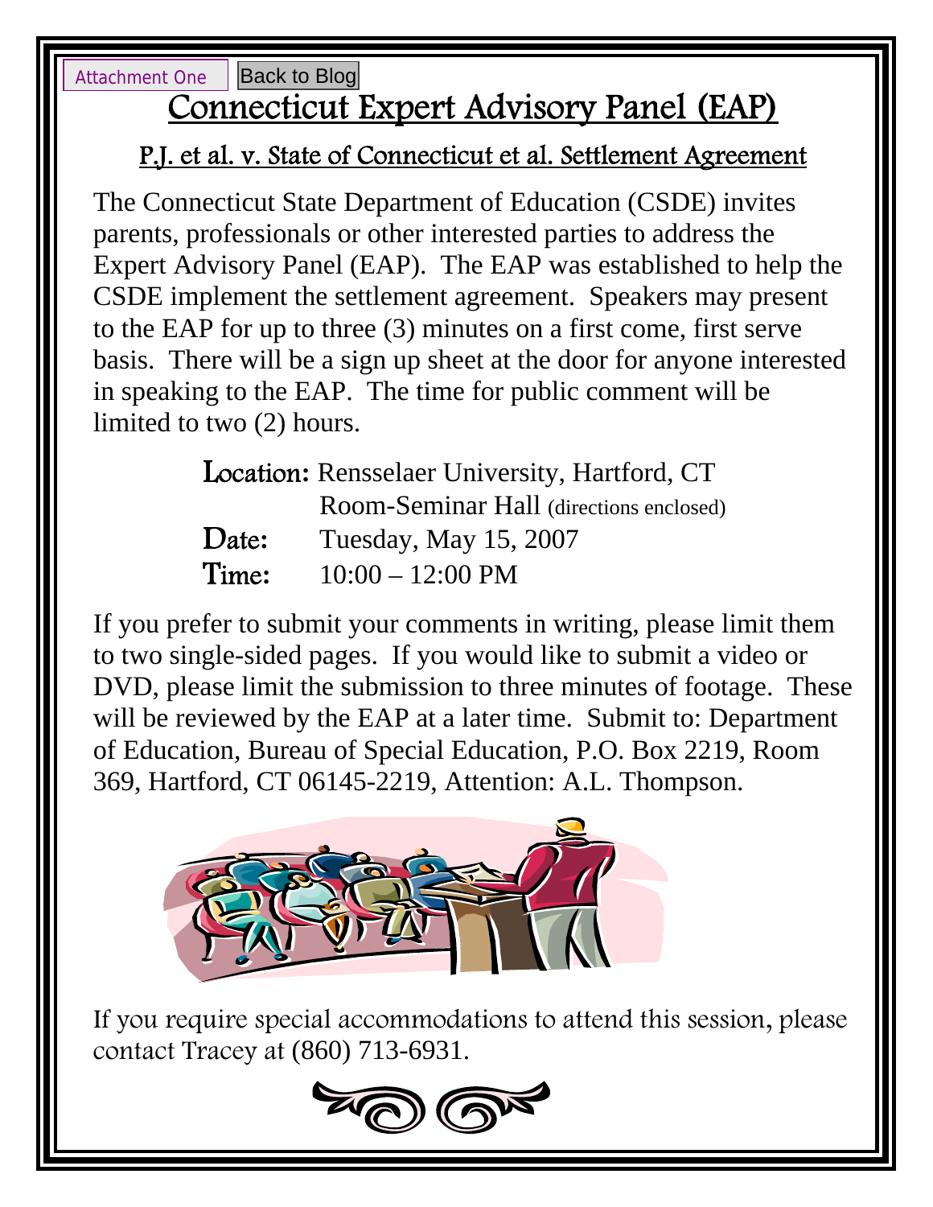Attachment One Back to Blog

# Connecticut Expert Advisory Panel (EAP)

## P.J. et al. v. State of Connecticut et al. Settlement Agreement

The Connecticut State Department of Education (CSDE) invites parents, professionals or other interested parties to address the Expert Advisory Panel (EAP). The EAP was established to help the CSDE implement the settlement agreement. Speakers may present to the EAP for up to three (3) minutes on a first come, first serve basis. There will be a sign up sheet at the door for anyone interested in speaking to the EAP. The time for public comment will be limited to two (2) hours.

**Location:** Rensselaer University, Hartford, CT
Room-Seminar Hall (directions enclosed)
**Date:** Tuesday, May 15, 2007
**Time:** 10:00 – 12:00 PM

If you prefer to submit your comments in writing, please limit them to two single-sided pages. If you would like to submit a video or DVD, please limit the submission to three minutes of footage. These will be reviewed by the EAP at a later time. Submit to: Department of Education, Bureau of Special Education, P.O. Box 2219, Room 369, Hartford, CT 06145-2219, Attention: A.L. Thompson.

If you require special accommodations to attend this session, please contact Tracey at (860) 713-6931.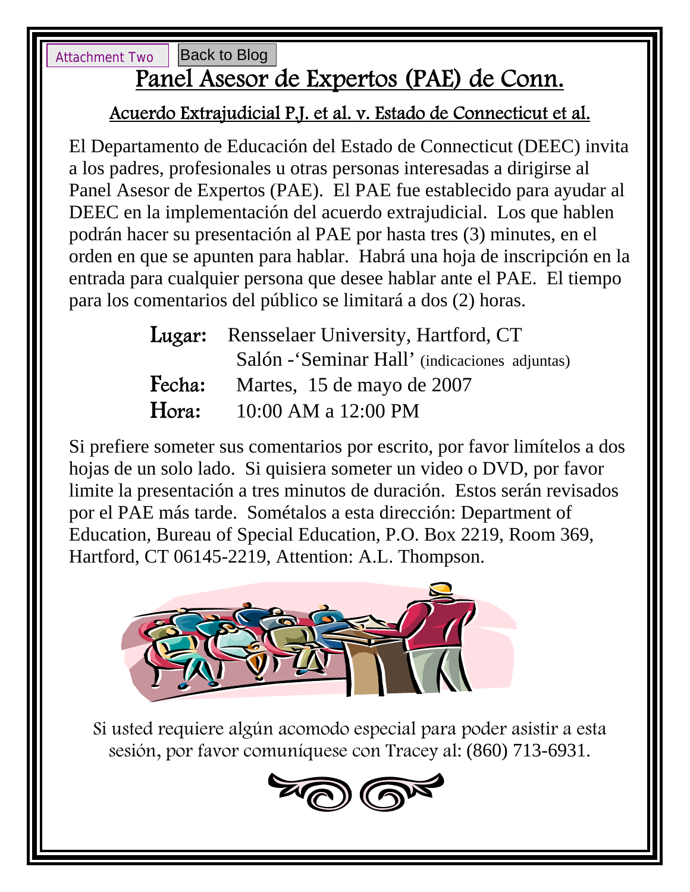Attachment Two | Back to Blog

# Panel Asesor de Expertos (PAE) de Conn.

## Acuerdo Extrajudicial P.J. et al. v. Estado de Connecticut et al.

El Departamento de Educación del Estado de Connecticut (DEEC) invita a los padres, profesionales u otras personas interesadas a dirigirse al Panel Asesor de Expertos (PAE). El PAE fue establecido para ayudar al DEEC en la implementación del acuerdo extrajudicial. Los que hablen podrán hacer su presentación al PAE por hasta tres (3) minutes, en el orden en que se apunten para hablar. Habrá una hoja de inscripción en la entrada para cualquier persona que desee hablar ante el PAE. El tiempo para los comentarios del público se limitará a dos (2) horas.

**Lugar:** Rensselaer University, Hartford, CT
Salón -'Seminar Hall' (indicaciones adjuntas)
**Fecha:** Martes, 15 de mayo de 2007
**Hora:** 10:00 AM a 12:00 PM

Si prefiere someter sus comentarios por escrito, por favor limítelos a dos hojas de un solo lado. Si quisiera someter un video o DVD, por favor limite la presentación a tres minutos de duración. Estos serán revisados por el PAE más tarde. Sométalos a esta dirección: Department of Education, Bureau of Special Education, P.O. Box 2219, Room 369, Hartford, CT 06145-2219, Attention: A.L. Thompson.

Si usted requiere algún acomodo especial para poder asistir a esta sesión, por favor comuníquese con Tracey al: (860) 713-6931.